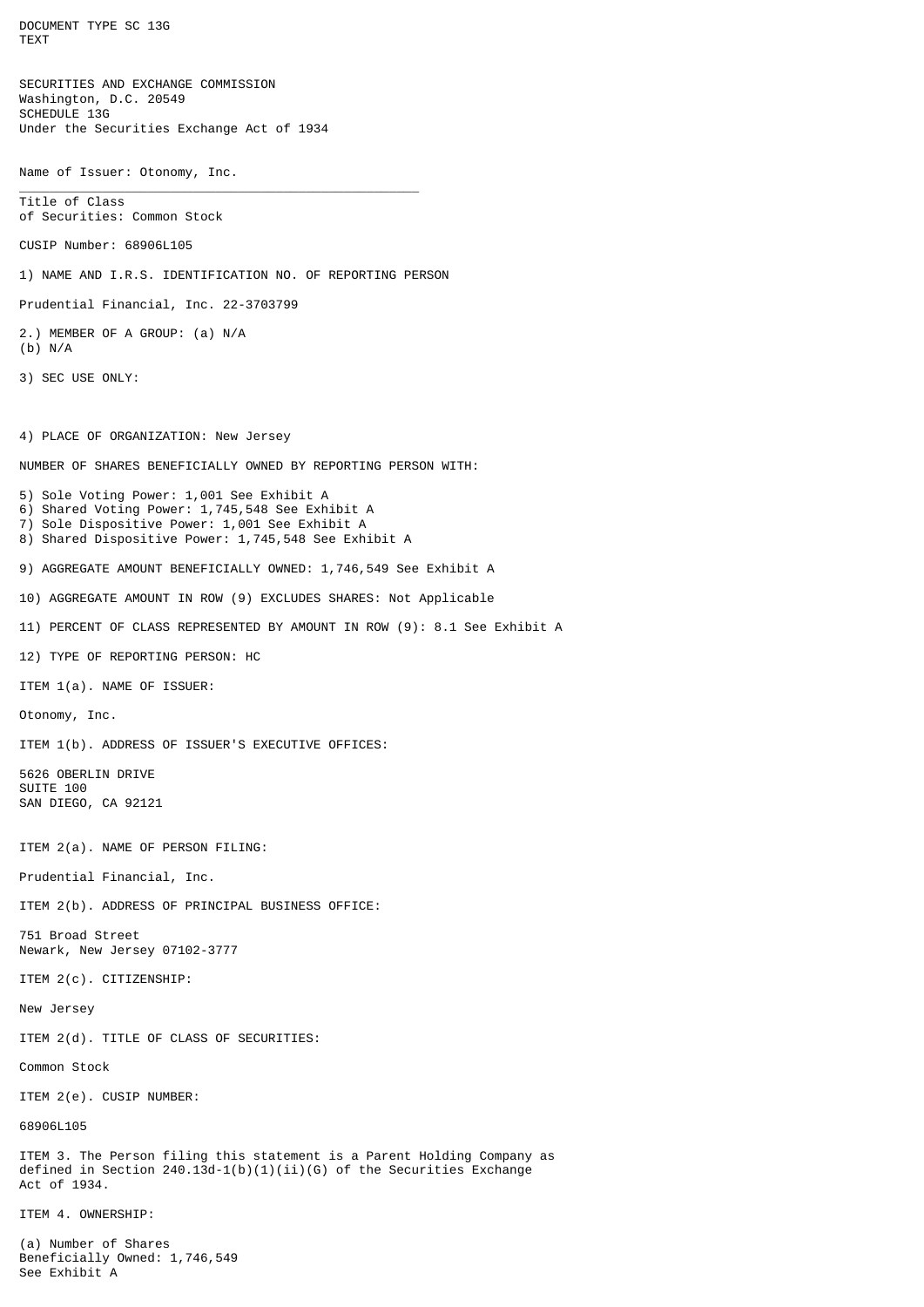DOCUMENT TYPE SC 13G
TEXT

SECURITIES AND EXCHANGE COMMISSION
Washington, D.C. 20549
SCHEDULE 13G
Under the Securities Exchange Act of 1934

Name of Issuer: Otonomy, Inc.

---

Title of Class
of Securities: Common Stock

CUSIP Number: 68906L105

1) NAME AND I.R.S. IDENTIFICATION NO. OF REPORTING PERSON

Prudential Financial, Inc. 22-3703799

2.) MEMBER OF A GROUP: (a) N/A
(b) N/A

3) SEC USE ONLY:

4) PLACE OF ORGANIZATION: New Jersey

NUMBER OF SHARES BENEFICIALLY OWNED BY REPORTING PERSON WITH:

5) Sole Voting Power: 1,001 See Exhibit A
6) Shared Voting Power: 1,745,548 See Exhibit A
7) Sole Dispositive Power: 1,001 See Exhibit A
8) Shared Dispositive Power: 1,745,548 See Exhibit A

9) AGGREGATE AMOUNT BENEFICIALLY OWNED: 1,746,549 See Exhibit A

10) AGGREGATE AMOUNT IN ROW (9) EXCLUDES SHARES: Not Applicable

11) PERCENT OF CLASS REPRESENTED BY AMOUNT IN ROW (9): 8.1 See Exhibit A

12) TYPE OF REPORTING PERSON: HC

ITEM 1(a). NAME OF ISSUER:

Otonomy, Inc.

ITEM 1(b). ADDRESS OF ISSUER'S EXECUTIVE OFFICES:

5626 OBERLIN DRIVE
SUITE 100
SAN DIEGO, CA 92121

ITEM 2(a). NAME OF PERSON FILING:

Prudential Financial, Inc.

ITEM 2(b). ADDRESS OF PRINCIPAL BUSINESS OFFICE:

751 Broad Street
Newark, New Jersey 07102-3777

ITEM 2(c). CITIZENSHIP:

New Jersey

ITEM 2(d). TITLE OF CLASS OF SECURITIES:

Common Stock

ITEM 2(e). CUSIP NUMBER:

68906L105

ITEM 3. The Person filing this statement is a Parent Holding Company as defined in Section 240.13d-1(b)(1)(ii)(G) of the Securities Exchange Act of 1934.

ITEM 4. OWNERSHIP:

(a) Number of Shares
Beneficially Owned: 1,746,549
See Exhibit A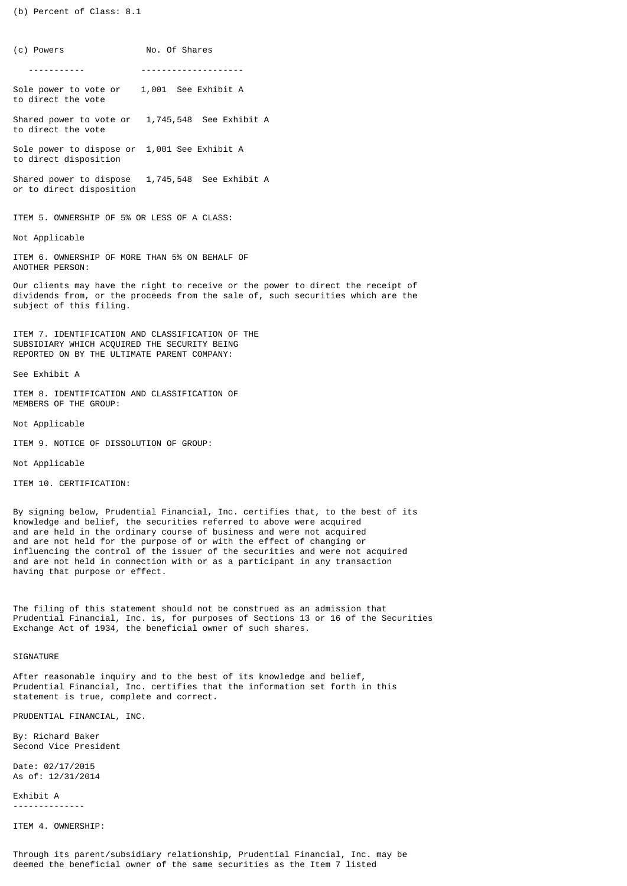(b) Percent of Class: 8.1

| (c) Powers | No. Of Shares |
|---|---|
| Sole power to vote or to direct the vote | 1,001 See Exhibit A |
| Shared power to vote or to direct the vote | 1,745,548 See Exhibit A |
| Sole power to dispose or to direct disposition | 1,001 See Exhibit A |
| Shared power to dispose or to direct disposition | 1,745,548 See Exhibit A |

ITEM 5. OWNERSHIP OF 5% OR LESS OF A CLASS:

Not Applicable

ITEM 6. OWNERSHIP OF MORE THAN 5% ON BEHALF OF ANOTHER PERSON:

Our clients may have the right to receive or the power to direct the receipt of dividends from, or the proceeds from the sale of, such securities which are the subject of this filing.

ITEM 7. IDENTIFICATION AND CLASSIFICATION OF THE SUBSIDIARY WHICH ACQUIRED THE SECURITY BEING REPORTED ON BY THE ULTIMATE PARENT COMPANY:

See Exhibit A

ITEM 8. IDENTIFICATION AND CLASSIFICATION OF MEMBERS OF THE GROUP:

Not Applicable

ITEM 9. NOTICE OF DISSOLUTION OF GROUP:

Not Applicable

ITEM 10. CERTIFICATION:

By signing below, Prudential Financial, Inc. certifies that, to the best of its knowledge and belief, the securities referred to above were acquired and are held in the ordinary course of business and were not acquired and are not held for the purpose of or with the effect of changing or influencing the control of the issuer of the securities and were not acquired and are not held in connection with or as a participant in any transaction having that purpose or effect.

The filing of this statement should not be construed as an admission that Prudential Financial, Inc. is, for purposes of Sections 13 or 16 of the Securities Exchange Act of 1934, the beneficial owner of such shares.

SIGNATURE

After reasonable inquiry and to the best of its knowledge and belief, Prudential Financial, Inc. certifies that the information set forth in this statement is true, complete and correct.

PRUDENTIAL FINANCIAL, INC.

By: Richard Baker
Second Vice President

Date: 02/17/2015
As of: 12/31/2014

Exhibit A
--------------

ITEM 4. OWNERSHIP:

Through its parent/subsidiary relationship, Prudential Financial, Inc. may be deemed the beneficial owner of the same securities as the Item 7 listed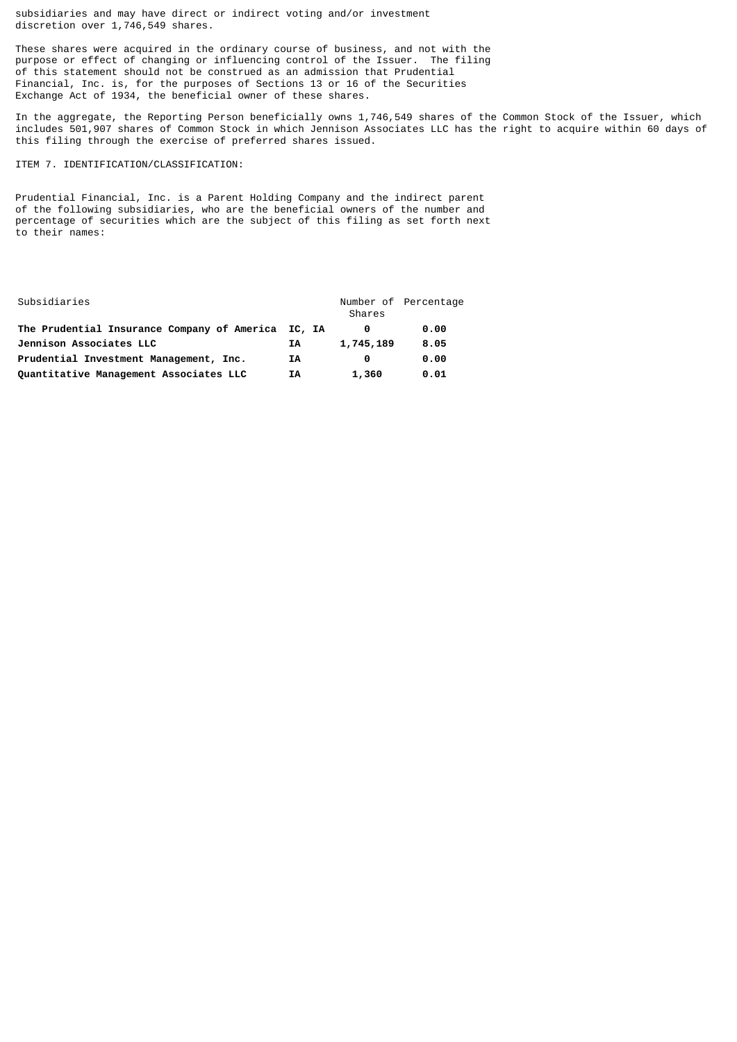subsidiaries and may have direct or indirect voting and/or investment discretion over 1,746,549 shares.

These shares were acquired in the ordinary course of business, and not with the purpose or effect of changing or influencing control of the Issuer. The filing of this statement should not be construed as an admission that Prudential Financial, Inc. is, for the purposes of Sections 13 or 16 of the Securities Exchange Act of 1934, the beneficial owner of these shares.

In the aggregate, the Reporting Person beneficially owns 1,746,549 shares of the Common Stock of the Issuer, which includes 501,907 shares of Common Stock in which Jennison Associates LLC has the right to acquire within 60 days of this filing through the exercise of preferred shares issued.

ITEM 7. IDENTIFICATION/CLASSIFICATION:

Prudential Financial, Inc. is a Parent Holding Company and the indirect parent of the following subsidiaries, who are the beneficial owners of the number and percentage of securities which are the subject of this filing as set forth next to their names:

| Subsidiaries | | Number of Shares | Percentage |
|---|---|---|---|
| **The Prudential Insurance Company of America** | **IC, IA** | **0** | **0.00** |
| **Jennison Associates LLC** | **IA** | **1,745,189** | **8.05** |
| **Prudential Investment Management, Inc.** | **IA** | **0** | **0.00** |
| **Quantitative Management Associates LLC** | **IA** | **1,360** | **0.01** |